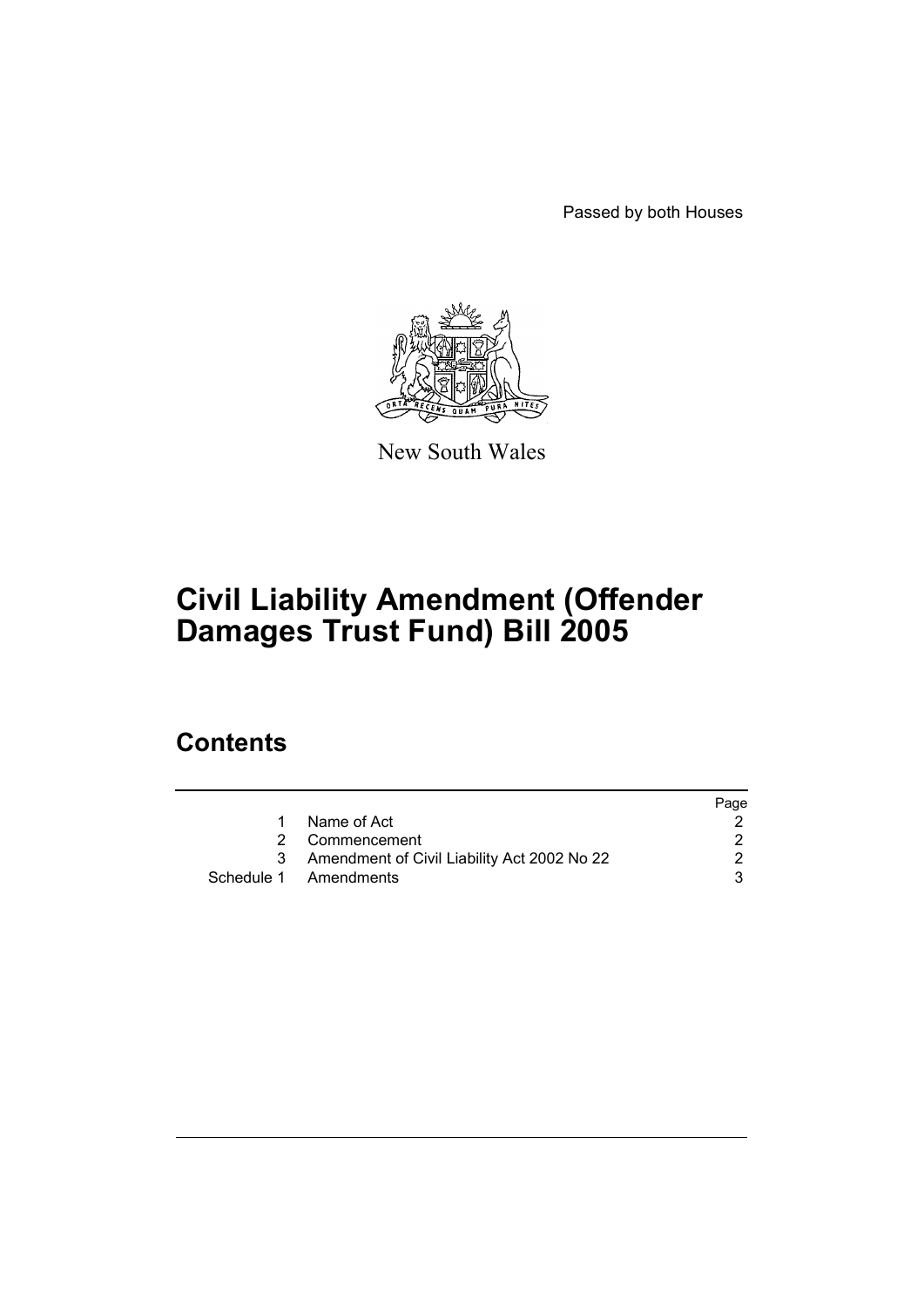Passed by both Houses

New South Wales

# Civil Liability Amendment (Offender Damages Trust Fund) Bill 2005

## Contents

| | | Page |
|---|---|---|
| 1 | Name of Act | 2 |
| 2 | Commencement | 2 |
| 3 | Amendment of Civil Liability Act 2002 No 22 | 2 |
| Schedule 1 | Amendments | 3 |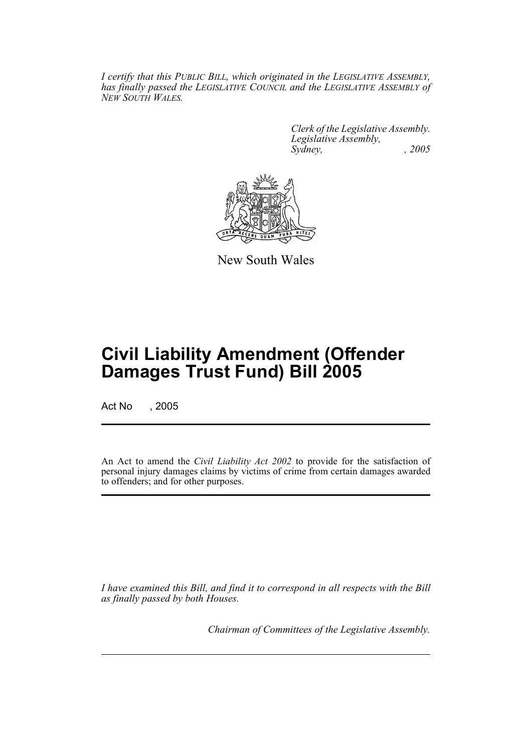*I certify that this PUBLIC BILL, which originated in the LEGISLATIVE ASSEMBLY, has finally passed the LEGISLATIVE COUNCIL and the LEGISLATIVE ASSEMBLY of NEW SOUTH WALES.*

*Clerk of the Legislative Assembly.*
*Legislative Assembly,*
*Sydney, , 2005*

New South Wales

# Civil Liability Amendment (Offender Damages Trust Fund) Bill 2005

Act No , 2005

An Act to amend the *Civil Liability Act 2002* to provide for the satisfaction of personal injury damages claims by victims of crime from certain damages awarded to offenders; and for other purposes.

*I have examined this Bill, and find it to correspond in all respects with the Bill as finally passed by both Houses.*

*Chairman of Committees of the Legislative Assembly.*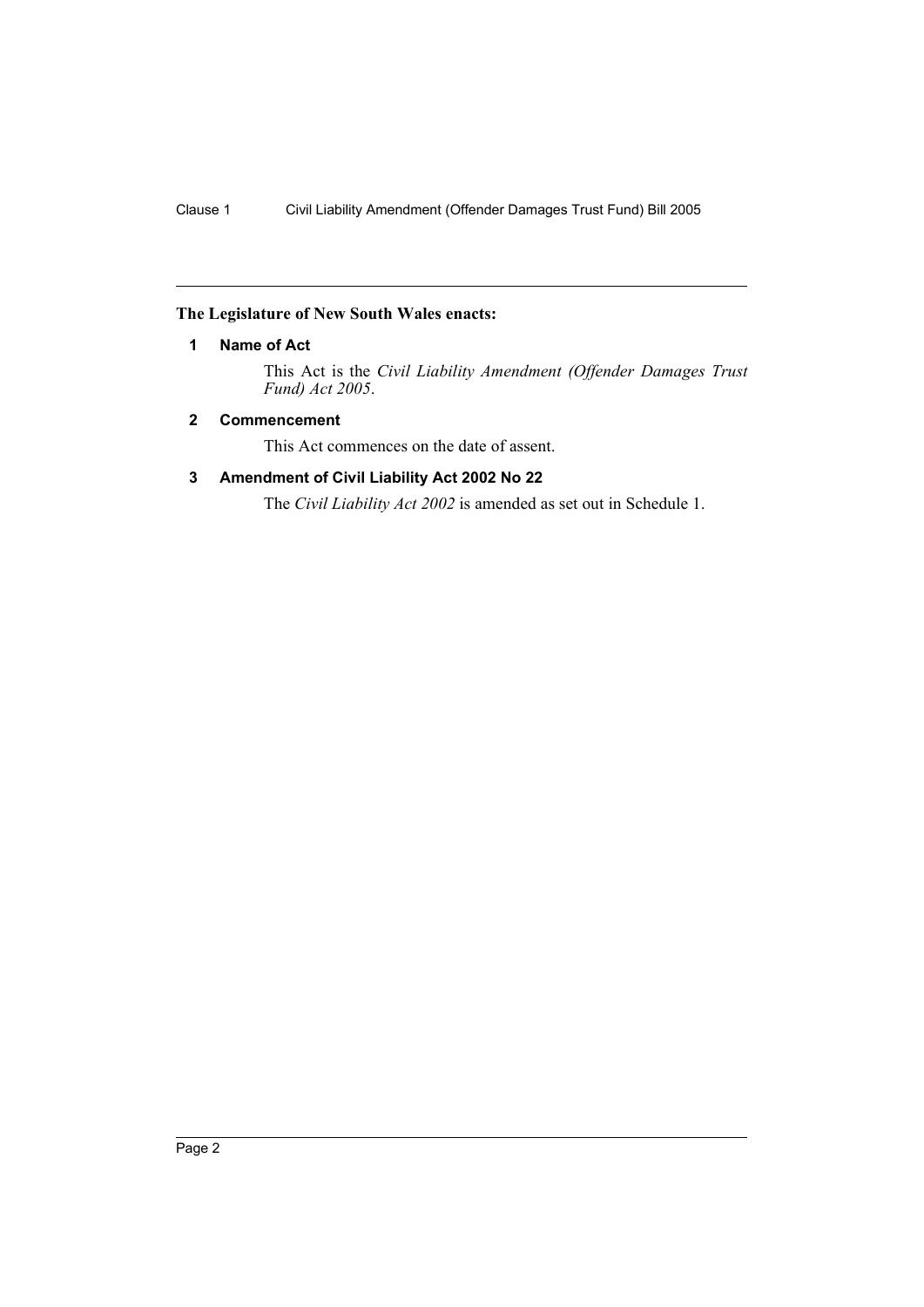**The Legislature of New South Wales enacts:**

### 1 Name of Act

This Act is the *Civil Liability Amendment (Offender Damages Trust Fund) Act 2005*.

### 2 Commencement

This Act commences on the date of assent.

### 3 Amendment of Civil Liability Act 2002 No 22

The *Civil Liability Act 2002* is amended as set out in Schedule 1.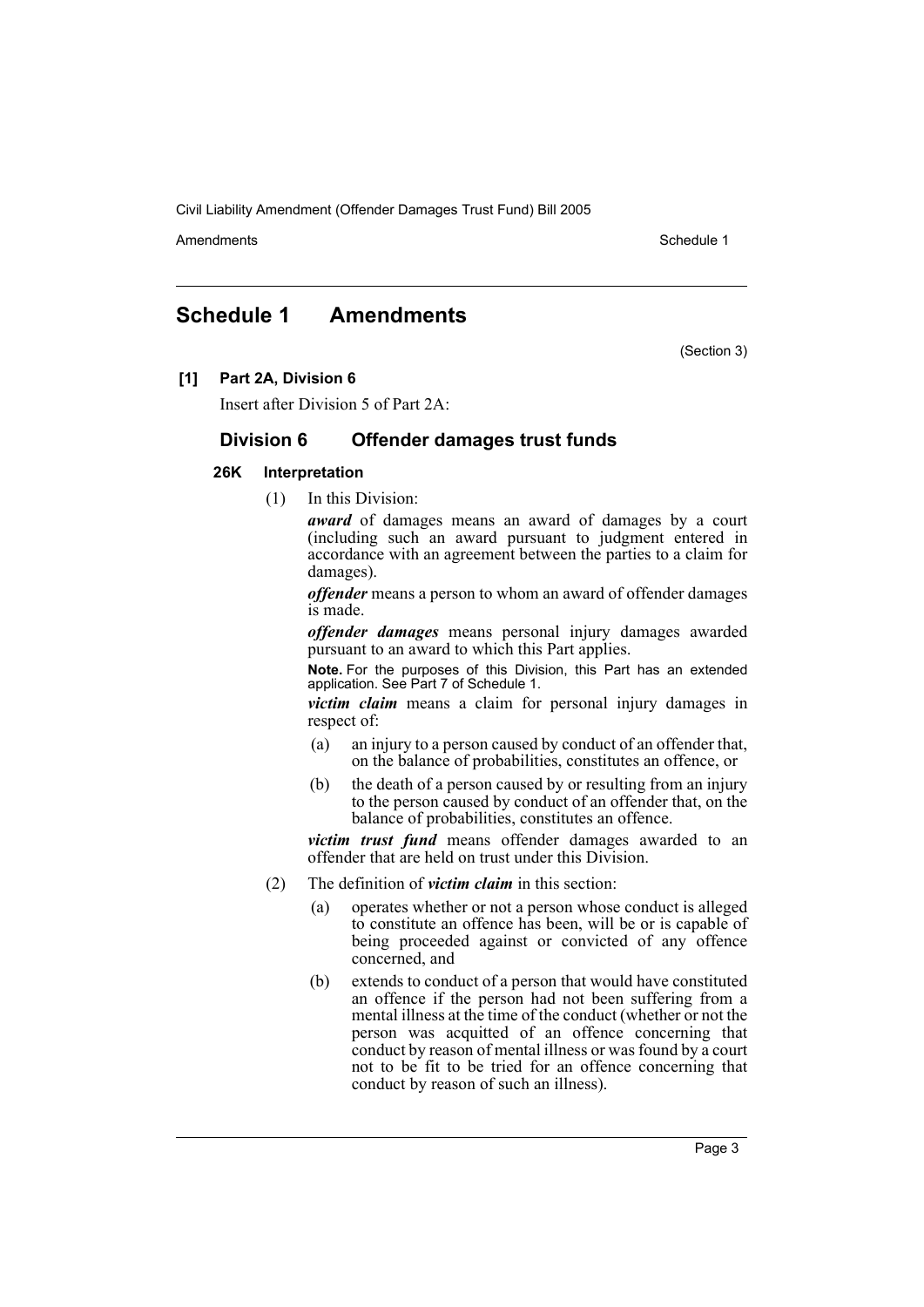# Schedule 1 Amendments

(Section 3)

**[1] Part 2A, Division 6**

Insert after Division 5 of Part 2A:

## Division 6 Offender damages trust funds

### 26K Interpretation

(1) In this Division:

***award*** of damages means an award of damages by a court (including such an award pursuant to judgment entered in accordance with an agreement between the parties to a claim for damages).

***offender*** means a person to whom an award of offender damages is made.

***offender damages*** means personal injury damages awarded pursuant to an award to which this Part applies.

**Note.** For the purposes of this Division, this Part has an extended application. See Part 7 of Schedule 1.

***victim claim*** means a claim for personal injury damages in respect of:

(a) an injury to a person caused by conduct of an offender that, on the balance of probabilities, constitutes an offence, or

(b) the death of a person caused by or resulting from an injury to the person caused by conduct of an offender that, on the balance of probabilities, constitutes an offence.

***victim trust fund*** means offender damages awarded to an offender that are held on trust under this Division.

(2) The definition of ***victim claim*** in this section:

(a) operates whether or not a person whose conduct is alleged to constitute an offence has been, will be or is capable of being proceeded against or convicted of any offence concerned, and

(b) extends to conduct of a person that would have constituted an offence if the person had not been suffering from a mental illness at the time of the conduct (whether or not the person was acquitted of an offence concerning that conduct by reason of mental illness or was found by a court not to be fit to be tried for an offence concerning that conduct by reason of such an illness).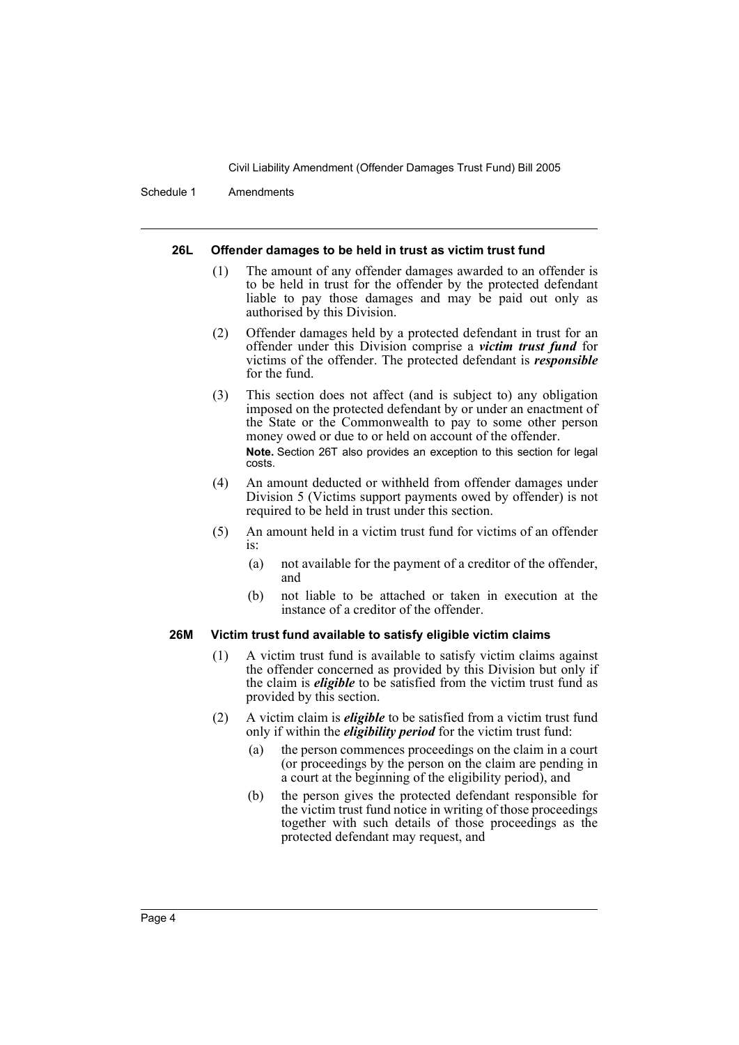#### 26L Offender damages to be held in trust as victim trust fund

(1) The amount of any offender damages awarded to an offender is to be held in trust for the offender by the protected defendant liable to pay those damages and may be paid out only as authorised by this Division.

(2) Offender damages held by a protected defendant in trust for an offender under this Division comprise a ***victim trust fund*** for victims of the offender. The protected defendant is ***responsible*** for the fund.

(3) This section does not affect (and is subject to) any obligation imposed on the protected defendant by or under an enactment of the State or the Commonwealth to pay to some other person money owed or due to or held on account of the offender.

**Note.** Section 26T also provides an exception to this section for legal costs.

(4) An amount deducted or withheld from offender damages under Division 5 (Victims support payments owed by offender) is not required to be held in trust under this section.

(5) An amount held in a victim trust fund for victims of an offender is:

- (a) not available for the payment of a creditor of the offender, and
- (b) not liable to be attached or taken in execution at the instance of a creditor of the offender.

#### 26M Victim trust fund available to satisfy eligible victim claims

(1) A victim trust fund is available to satisfy victim claims against the offender concerned as provided by this Division but only if the claim is ***eligible*** to be satisfied from the victim trust fund as provided by this section.

(2) A victim claim is ***eligible*** to be satisfied from a victim trust fund only if within the ***eligibility period*** for the victim trust fund:

- (a) the person commences proceedings on the claim in a court (or proceedings by the person on the claim are pending in a court at the beginning of the eligibility period), and
- (b) the person gives the protected defendant responsible for the victim trust fund notice in writing of those proceedings together with such details of those proceedings as the protected defendant may request, and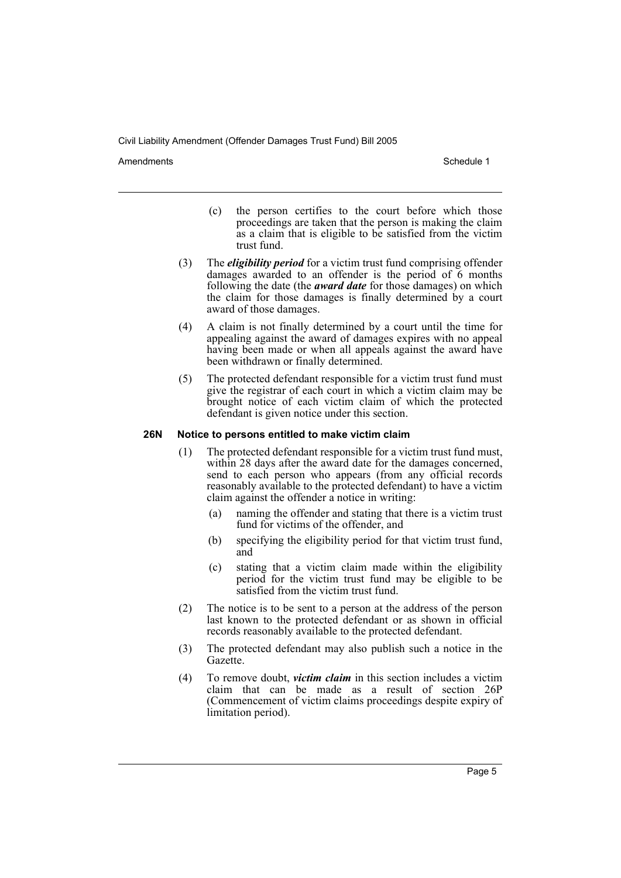(c) the person certifies to the court before which those proceedings are taken that the person is making the claim as a claim that is eligible to be satisfied from the victim trust fund.

(3) The ***eligibility period*** for a victim trust fund comprising offender damages awarded to an offender is the period of 6 months following the date (the ***award date*** for those damages) on which the claim for those damages is finally determined by a court award of those damages.

(4) A claim is not finally determined by a court until the time for appealing against the award of damages expires with no appeal having been made or when all appeals against the award have been withdrawn or finally determined.

(5) The protected defendant responsible for a victim trust fund must give the registrar of each court in which a victim claim may be brought notice of each victim claim of which the protected defendant is given notice under this section.

#### 26N Notice to persons entitled to make victim claim

(1) The protected defendant responsible for a victim trust fund must, within 28 days after the award date for the damages concerned, send to each person who appears (from any official records reasonably available to the protected defendant) to have a victim claim against the offender a notice in writing:

(a) naming the offender and stating that there is a victim trust fund for victims of the offender, and

(b) specifying the eligibility period for that victim trust fund, and

(c) stating that a victim claim made within the eligibility period for the victim trust fund may be eligible to be satisfied from the victim trust fund.

(2) The notice is to be sent to a person at the address of the person last known to the protected defendant or as shown in official records reasonably available to the protected defendant.

(3) The protected defendant may also publish such a notice in the Gazette.

(4) To remove doubt, ***victim claim*** in this section includes a victim claim that can be made as a result of section 26P (Commencement of victim claims proceedings despite expiry of limitation period).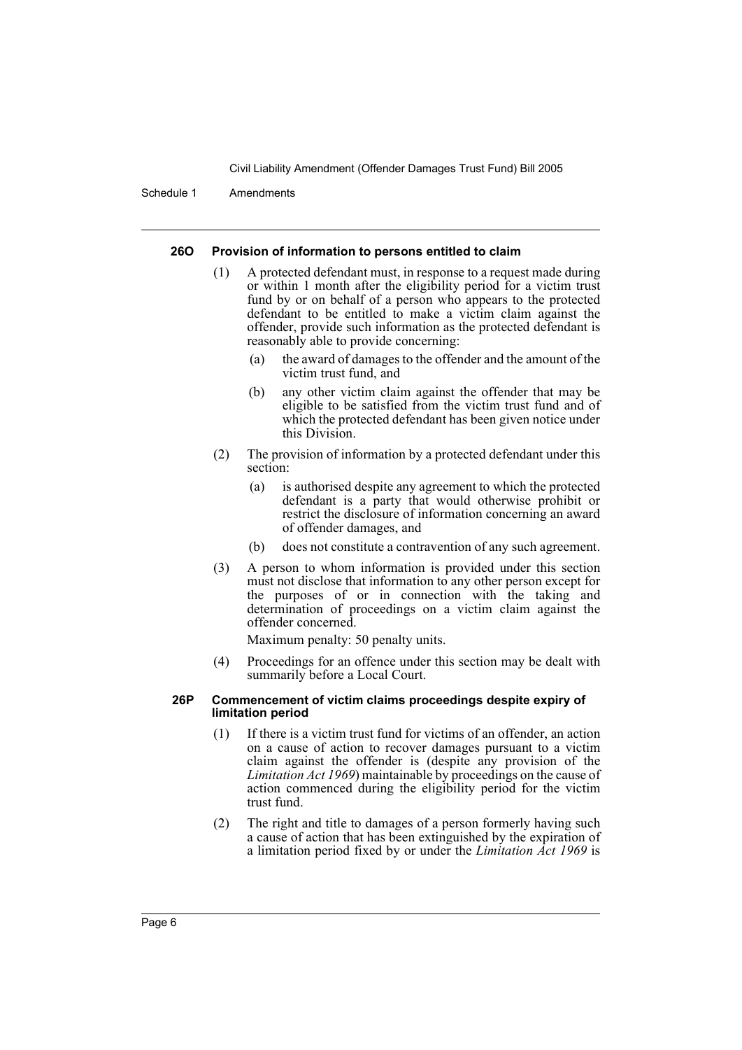#### 26O Provision of information to persons entitled to claim

(1) A protected defendant must, in response to a request made during or within 1 month after the eligibility period for a victim trust fund by or on behalf of a person who appears to the protected defendant to be entitled to make a victim claim against the offender, provide such information as the protected defendant is reasonably able to provide concerning:

- (a) the award of damages to the offender and the amount of the victim trust fund, and
- (b) any other victim claim against the offender that may be eligible to be satisfied from the victim trust fund and of which the protected defendant has been given notice under this Division.

(2) The provision of information by a protected defendant under this section:

- (a) is authorised despite any agreement to which the protected defendant is a party that would otherwise prohibit or restrict the disclosure of information concerning an award of offender damages, and
- (b) does not constitute a contravention of any such agreement.

(3) A person to whom information is provided under this section must not disclose that information to any other person except for the purposes of or in connection with the taking and determination of proceedings on a victim claim against the offender concerned.

Maximum penalty: 50 penalty units.

(4) Proceedings for an offence under this section may be dealt with summarily before a Local Court.

#### 26P Commencement of victim claims proceedings despite expiry of limitation period

(1) If there is a victim trust fund for victims of an offender, an action on a cause of action to recover damages pursuant to a victim claim against the offender is (despite any provision of the *Limitation Act 1969*) maintainable by proceedings on the cause of action commenced during the eligibility period for the victim trust fund.

(2) The right and title to damages of a person formerly having such a cause of action that has been extinguished by the expiration of a limitation period fixed by or under the *Limitation Act 1969* is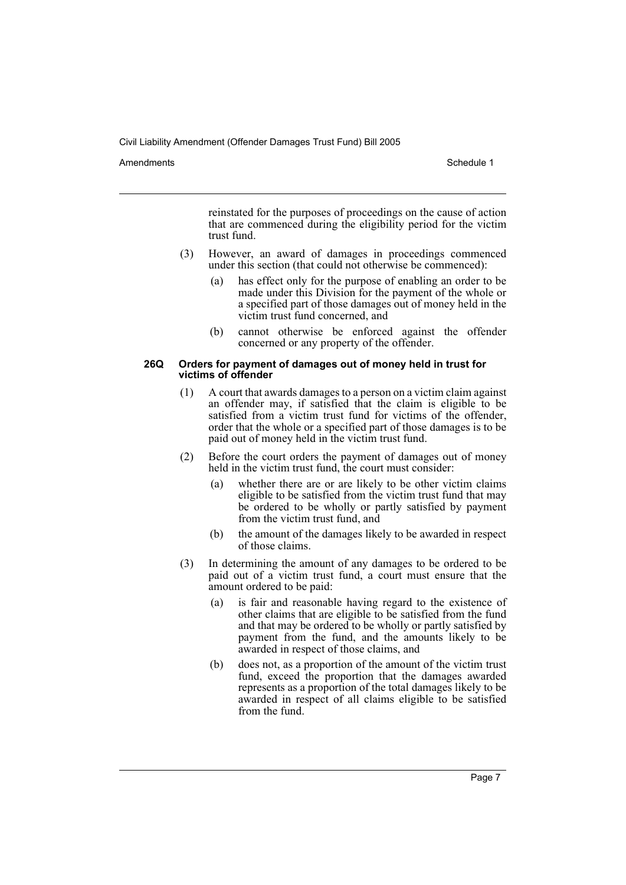reinstated for the purposes of proceedings on the cause of action that are commenced during the eligibility period for the victim trust fund.

(3) However, an award of damages in proceedings commenced under this section (that could not otherwise be commenced):

(a) has effect only for the purpose of enabling an order to be made under this Division for the payment of the whole or a specified part of those damages out of money held in the victim trust fund concerned, and

(b) cannot otherwise be enforced against the offender concerned or any property of the offender.

#### 26Q Orders for payment of damages out of money held in trust for victims of offender

(1) A court that awards damages to a person on a victim claim against an offender may, if satisfied that the claim is eligible to be satisfied from a victim trust fund for victims of the offender, order that the whole or a specified part of those damages is to be paid out of money held in the victim trust fund.

(2) Before the court orders the payment of damages out of money held in the victim trust fund, the court must consider:

(a) whether there are or are likely to be other victim claims eligible to be satisfied from the victim trust fund that may be ordered to be wholly or partly satisfied by payment from the victim trust fund, and

(b) the amount of the damages likely to be awarded in respect of those claims.

(3) In determining the amount of any damages to be ordered to be paid out of a victim trust fund, a court must ensure that the amount ordered to be paid:

(a) is fair and reasonable having regard to the existence of other claims that are eligible to be satisfied from the fund and that may be ordered to be wholly or partly satisfied by payment from the fund, and the amounts likely to be awarded in respect of those claims, and

(b) does not, as a proportion of the amount of the victim trust fund, exceed the proportion that the damages awarded represents as a proportion of the total damages likely to be awarded in respect of all claims eligible to be satisfied from the fund.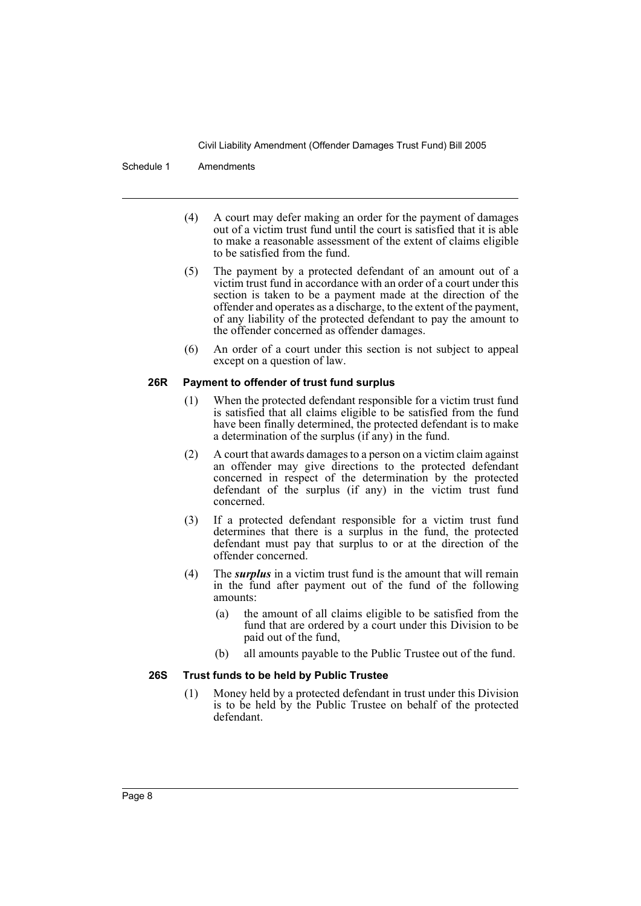(4) A court may defer making an order for the payment of damages out of a victim trust fund until the court is satisfied that it is able to make a reasonable assessment of the extent of claims eligible to be satisfied from the fund.

(5) The payment by a protected defendant of an amount out of a victim trust fund in accordance with an order of a court under this section is taken to be a payment made at the direction of the offender and operates as a discharge, to the extent of the payment, of any liability of the protected defendant to pay the amount to the offender concerned as offender damages.

(6) An order of a court under this section is not subject to appeal except on a question of law.

#### 26R Payment to offender of trust fund surplus

(1) When the protected defendant responsible for a victim trust fund is satisfied that all claims eligible to be satisfied from the fund have been finally determined, the protected defendant is to make a determination of the surplus (if any) in the fund.

(2) A court that awards damages to a person on a victim claim against an offender may give directions to the protected defendant concerned in respect of the determination by the protected defendant of the surplus (if any) in the victim trust fund concerned.

(3) If a protected defendant responsible for a victim trust fund determines that there is a surplus in the fund, the protected defendant must pay that surplus to or at the direction of the offender concerned.

(4) The ***surplus*** in a victim trust fund is the amount that will remain in the fund after payment out of the fund of the following amounts:

- (a) the amount of all claims eligible to be satisfied from the fund that are ordered by a court under this Division to be paid out of the fund,
- (b) all amounts payable to the Public Trustee out of the fund.

#### 26S Trust funds to be held by Public Trustee

(1) Money held by a protected defendant in trust under this Division is to be held by the Public Trustee on behalf of the protected defendant.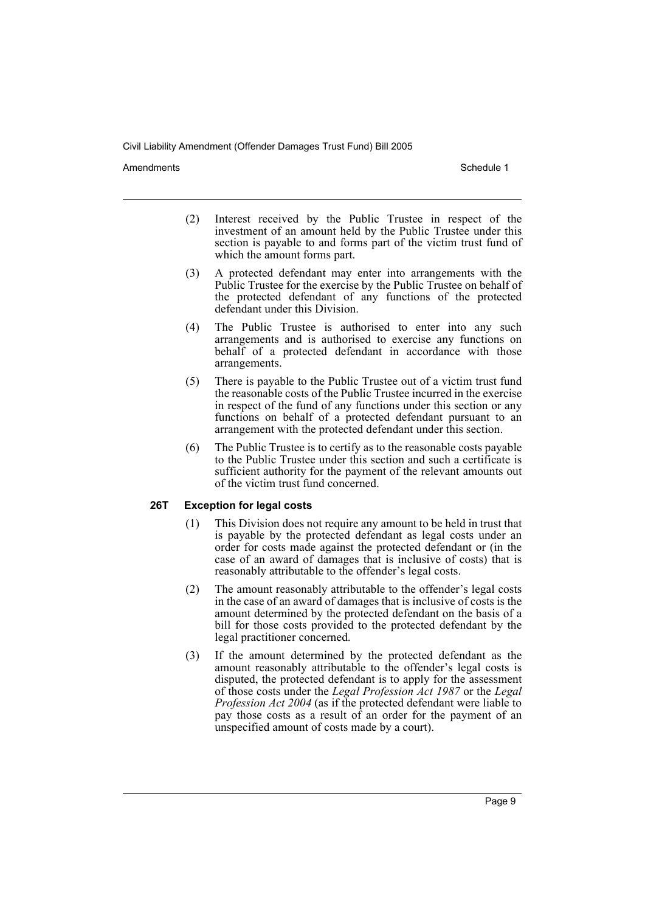(2) Interest received by the Public Trustee in respect of the investment of an amount held by the Public Trustee under this section is payable to and forms part of the victim trust fund of which the amount forms part.

(3) A protected defendant may enter into arrangements with the Public Trustee for the exercise by the Public Trustee on behalf of the protected defendant of any functions of the protected defendant under this Division.

(4) The Public Trustee is authorised to enter into any such arrangements and is authorised to exercise any functions on behalf of a protected defendant in accordance with those arrangements.

(5) There is payable to the Public Trustee out of a victim trust fund the reasonable costs of the Public Trustee incurred in the exercise in respect of the fund of any functions under this section or any functions on behalf of a protected defendant pursuant to an arrangement with the protected defendant under this section.

(6) The Public Trustee is to certify as to the reasonable costs payable to the Public Trustee under this section and such a certificate is sufficient authority for the payment of the relevant amounts out of the victim trust fund concerned.

### 26T Exception for legal costs

(1) This Division does not require any amount to be held in trust that is payable by the protected defendant as legal costs under an order for costs made against the protected defendant or (in the case of an award of damages that is inclusive of costs) that is reasonably attributable to the offender's legal costs.

(2) The amount reasonably attributable to the offender's legal costs in the case of an award of damages that is inclusive of costs is the amount determined by the protected defendant on the basis of a bill for those costs provided to the protected defendant by the legal practitioner concerned.

(3) If the amount determined by the protected defendant as the amount reasonably attributable to the offender's legal costs is disputed, the protected defendant is to apply for the assessment of those costs under the *Legal Profession Act 1987* or the *Legal Profession Act 2004* (as if the protected defendant were liable to pay those costs as a result of an order for the payment of an unspecified amount of costs made by a court).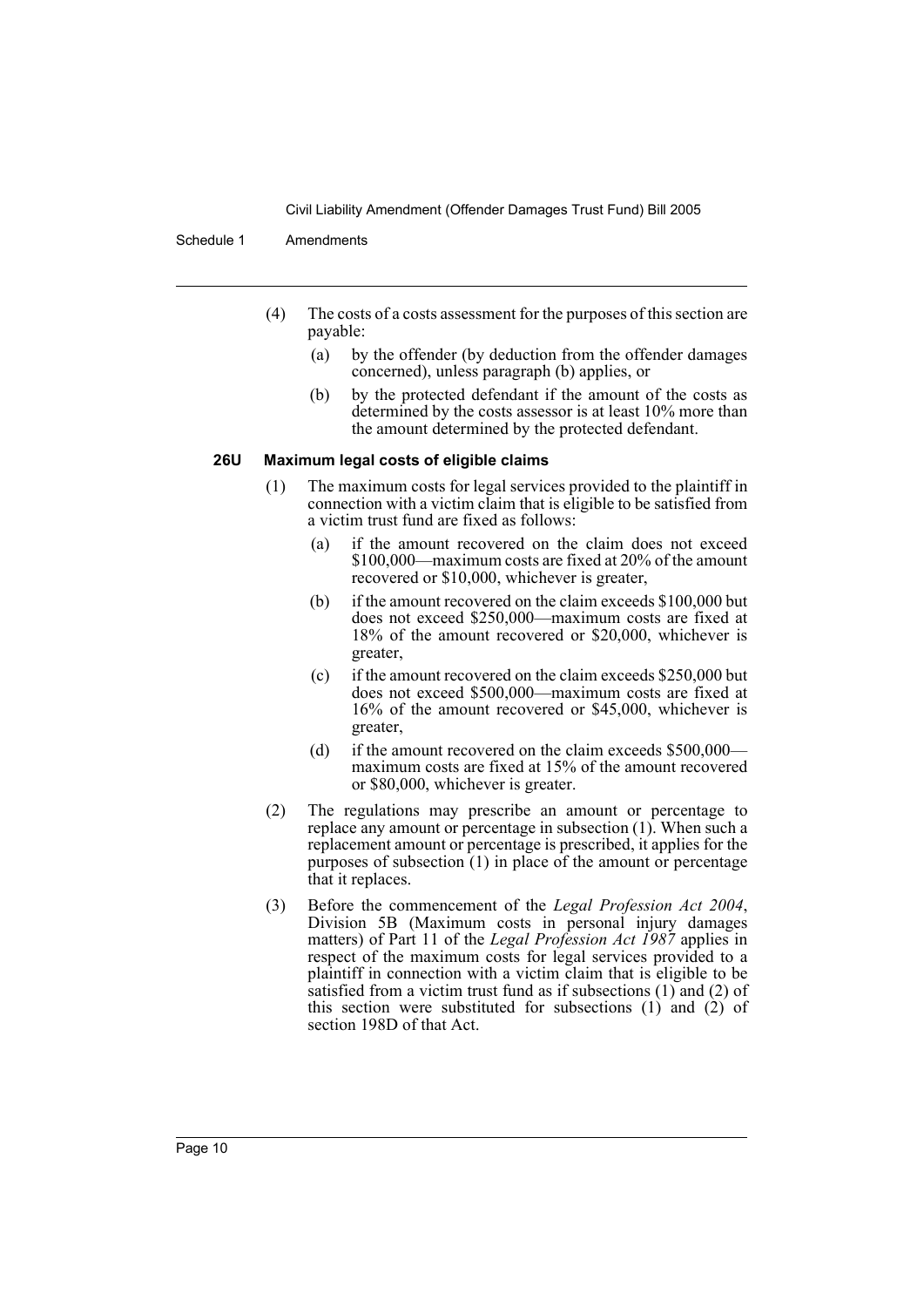(4) The costs of a costs assessment for the purposes of this section are payable:

(a) by the offender (by deduction from the offender damages concerned), unless paragraph (b) applies, or

(b) by the protected defendant if the amount of the costs as determined by the costs assessor is at least 10% more than the amount determined by the protected defendant.

### 26U Maximum legal costs of eligible claims

(1) The maximum costs for legal services provided to the plaintiff in connection with a victim claim that is eligible to be satisfied from a victim trust fund are fixed as follows:

(a) if the amount recovered on the claim does not exceed $100,000—maximum costs are fixed at 20% of the amount recovered or $10,000, whichever is greater,

(b) if the amount recovered on the claim exceeds $100,000 but does not exceed $250,000—maximum costs are fixed at 18% of the amount recovered or $20,000, whichever is greater,

(c) if the amount recovered on the claim exceeds $250,000 but does not exceed $500,000—maximum costs are fixed at 16% of the amount recovered or $45,000, whichever is greater,

(d) if the amount recovered on the claim exceeds $500,000—maximum costs are fixed at 15% of the amount recovered or $80,000, whichever is greater.

(2) The regulations may prescribe an amount or percentage to replace any amount or percentage in subsection (1). When such a replacement amount or percentage is prescribed, it applies for the purposes of subsection (1) in place of the amount or percentage that it replaces.

(3) Before the commencement of the *Legal Profession Act 2004*, Division 5B (Maximum costs in personal injury damages matters) of Part 11 of the *Legal Profession Act 1987* applies in respect of the maximum costs for legal services provided to a plaintiff in connection with a victim claim that is eligible to be satisfied from a victim trust fund as if subsections (1) and (2) of this section were substituted for subsections (1) and (2) of section 198D of that Act.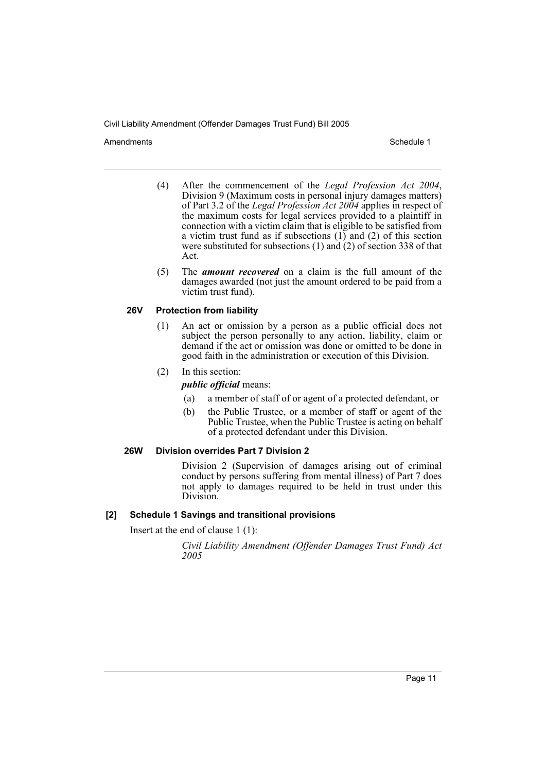(4) After the commencement of the *Legal Profession Act 2004*, Division 9 (Maximum costs in personal injury damages matters) of Part 3.2 of the *Legal Profession Act 2004* applies in respect of the maximum costs for legal services provided to a plaintiff in connection with a victim claim that is eligible to be satisfied from a victim trust fund as if subsections (1) and (2) of this section were substituted for subsections (1) and (2) of section 338 of that Act.

(5) The ***amount recovered*** on a claim is the full amount of the damages awarded (not just the amount ordered to be paid from a victim trust fund).

#### 26V Protection from liability

(1) An act or omission by a person as a public official does not subject the person personally to any action, liability, claim or demand if the act or omission was done or omitted to be done in good faith in the administration or execution of this Division.

(2) In this section:

***public official*** means:

(a) a member of staff of or agent of a protected defendant, or

(b) the Public Trustee, or a member of staff or agent of the Public Trustee, when the Public Trustee is acting on behalf of a protected defendant under this Division.

#### 26W Division overrides Part 7 Division 2

Division 2 (Supervision of damages arising out of criminal conduct by persons suffering from mental illness) of Part 7 does not apply to damages required to be held in trust under this Division.

### [2] Schedule 1 Savings and transitional provisions

Insert at the end of clause 1 (1):

*Civil Liability Amendment (Offender Damages Trust Fund) Act 2005*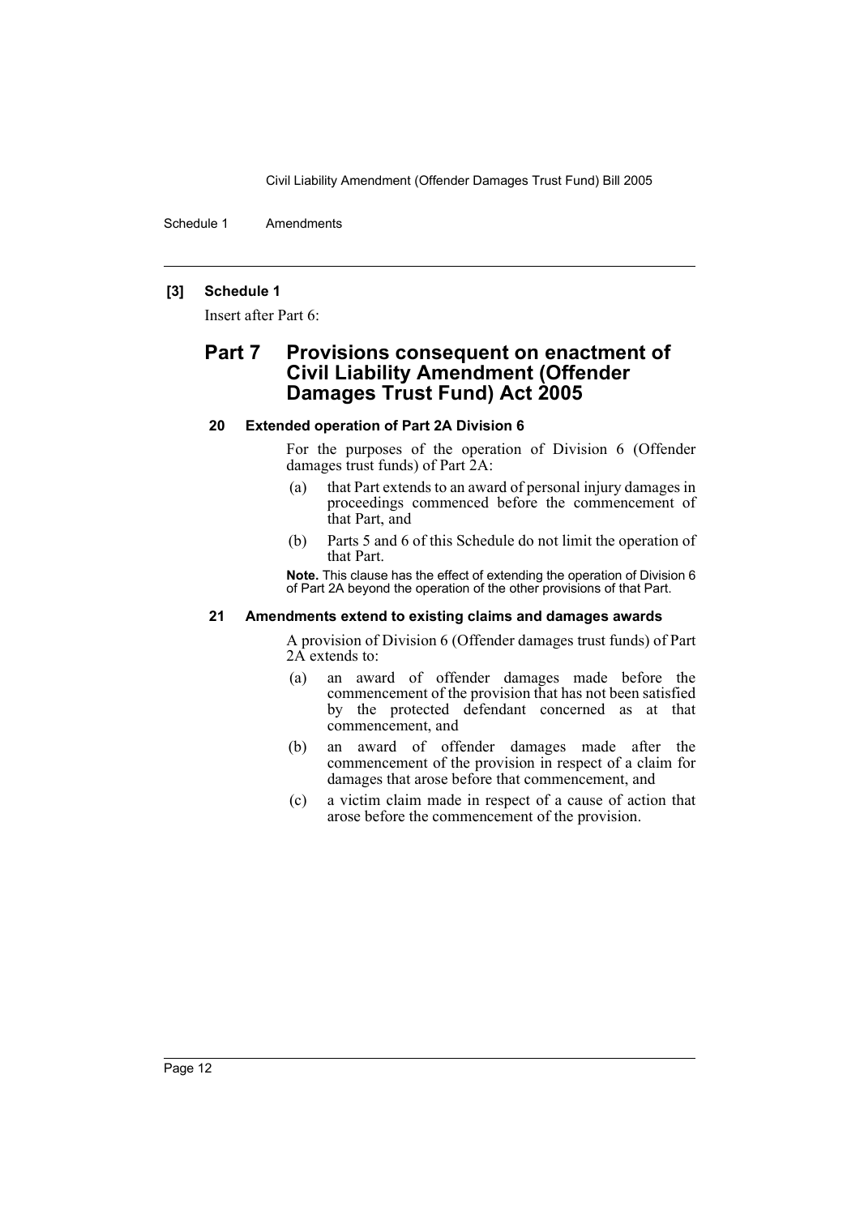**[3] Schedule 1**

Insert after Part 6:

## Part 7 Provisions consequent on enactment of Civil Liability Amendment (Offender Damages Trust Fund) Act 2005

### 20 Extended operation of Part 2A Division 6

For the purposes of the operation of Division 6 (Offender damages trust funds) of Part 2A:

(a) that Part extends to an award of personal injury damages in proceedings commenced before the commencement of that Part, and

(b) Parts 5 and 6 of this Schedule do not limit the operation of that Part.

**Note.** This clause has the effect of extending the operation of Division 6 of Part 2A beyond the operation of the other provisions of that Part.

### 21 Amendments extend to existing claims and damages awards

A provision of Division 6 (Offender damages trust funds) of Part 2A extends to:

(a) an award of offender damages made before the commencement of the provision that has not been satisfied by the protected defendant concerned as at that commencement, and

(b) an award of offender damages made after the commencement of the provision in respect of a claim for damages that arose before that commencement, and

(c) a victim claim made in respect of a cause of action that arose before the commencement of the provision.